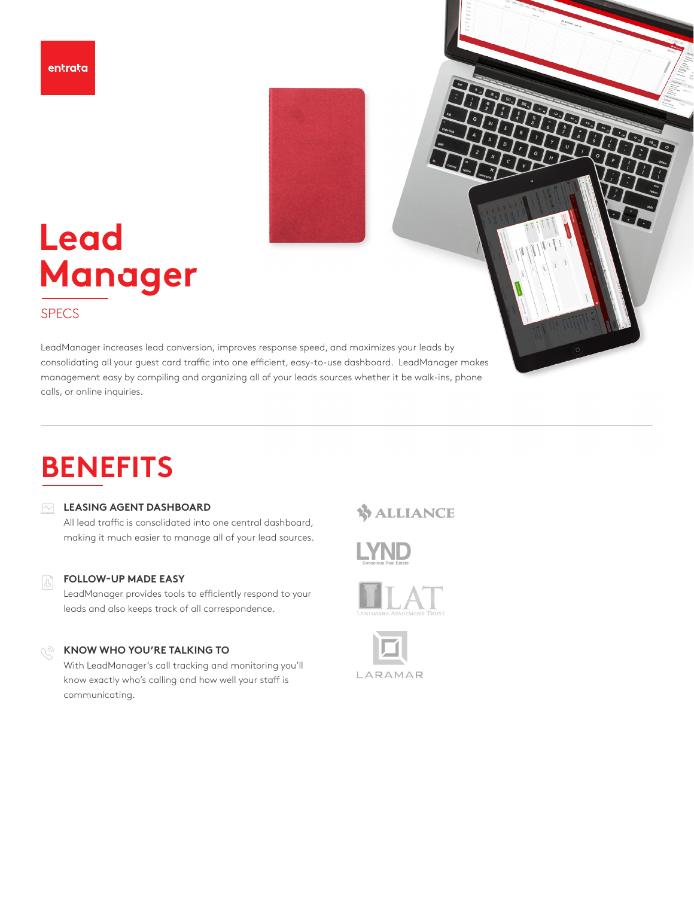entrata

# Lead Manager

SPECS

LeadManager increases lead conversion, improves response speed, and maximizes your leads by consolidating all your guest card traffic into one efficient, easy-to-use dashboard. LeadManager makes management easy by compiling and organizing all of your leads sources whether it be walk-ins, phone calls, or online inquiries.

## BENEFITS

### LEASING AGENT DASHBOARD

All lead traffic is consolidated into one central dashboard, making it much easier to manage all of your lead sources.

### FOLLOW-UP MADE EASY

LeadManager provides tools to efficiently respond to your leads and also keeps track of all correspondence.

### KNOW WHO YOU'RE TALKING TO

With LeadManager's call tracking and monitoring you'll know exactly who's calling and how well your staff is communicating.

ALLIANCE

LYND Conscious Real Estate

LAT LANDMARK APARTMENT TRUST

LARAMAR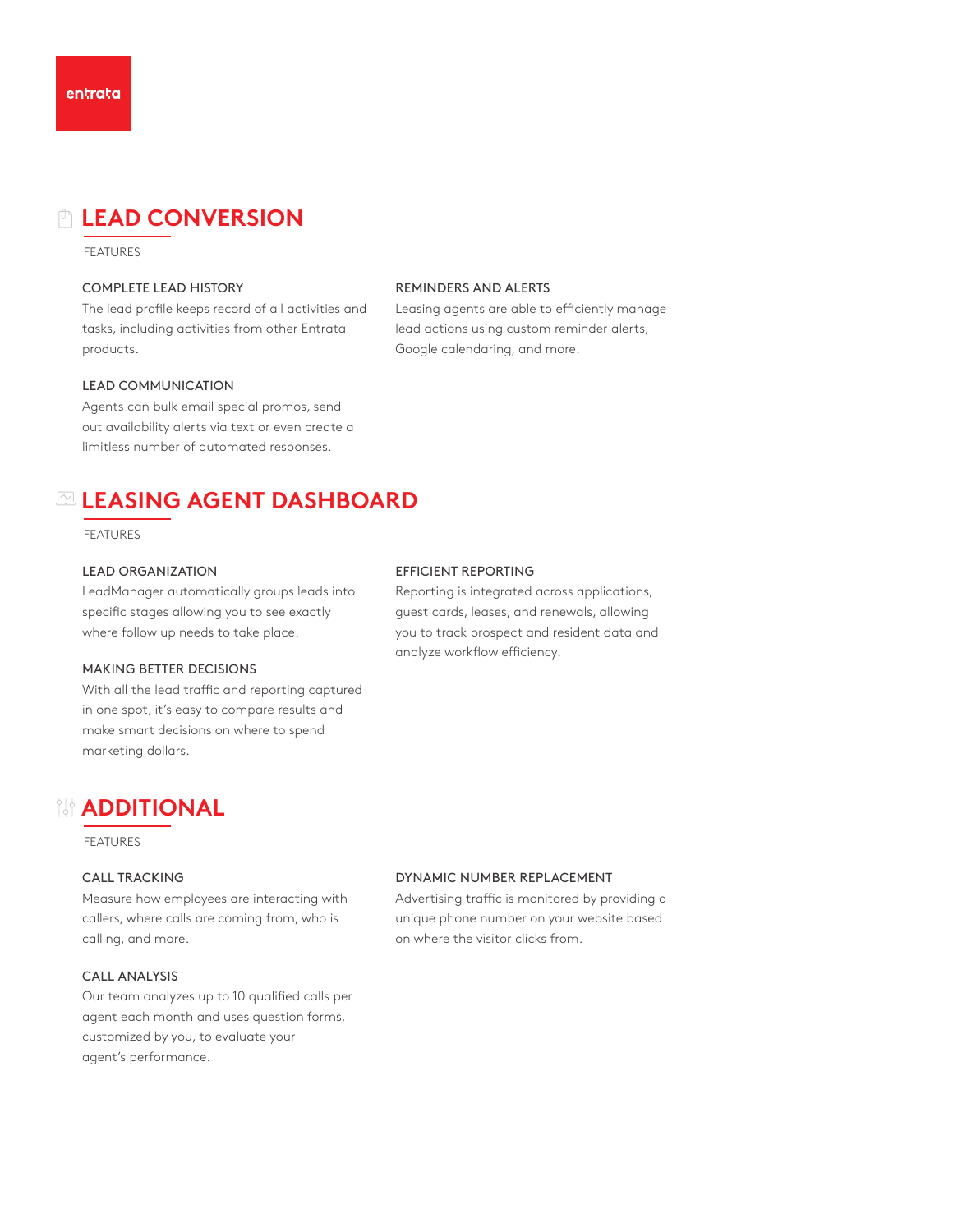entrata

## LEAD CONVERSION

FEATURES

### COMPLETE LEAD HISTORY

The lead profile keeps record of all activities and tasks, including activities from other Entrata products.

### LEAD COMMUNICATION

Agents can bulk email special promos, send out availability alerts via text or even create a limitless number of automated responses.

### REMINDERS AND ALERTS

Leasing agents are able to efficiently manage lead actions using custom reminder alerts, Google calendaring, and more.

## LEASING AGENT DASHBOARD

FEATURES

### LEAD ORGANIZATION

LeadManager automatically groups leads into specific stages allowing you to see exactly where follow up needs to take place.

### MAKING BETTER DECISIONS

With all the lead traffic and reporting captured in one spot, it's easy to compare results and make smart decisions on where to spend marketing dollars.

### EFFICIENT REPORTING

Reporting is integrated across applications, guest cards, leases, and renewals, allowing you to track prospect and resident data and analyze workflow efficiency.

## ADDITIONAL

FEATURES

### CALL TRACKING

Measure how employees are interacting with callers, where calls are coming from, who is calling, and more.

### CALL ANALYSIS

Our team analyzes up to 10 qualified calls per agent each month and uses question forms, customized by you, to evaluate your agent's performance.

### DYNAMIC NUMBER REPLACEMENT

Advertising traffic is monitored by providing a unique phone number on your website based on where the visitor clicks from.